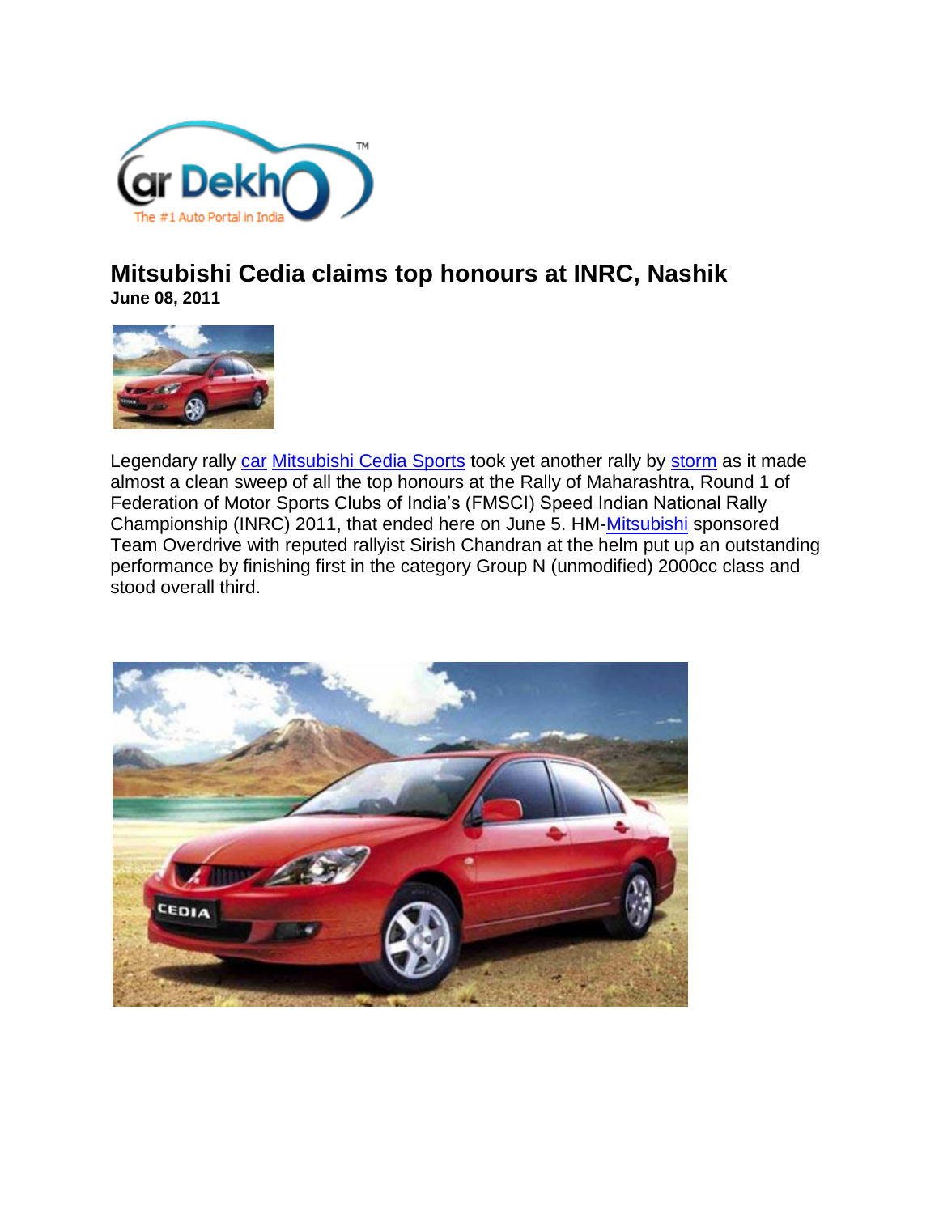# Mitsubishi Cedia claims top honours at INRC, Nashik

**June 08, 2011**

Legendary rally car Mitsubishi Cedia Sports took yet another rally by storm as it made almost a clean sweep of all the top honours at the Rally of Maharashtra, Round 1 of Federation of Motor Sports Clubs of India's (FMSCI) Speed Indian National Rally Championship (INRC) 2011, that ended here on June 5. HM-Mitsubishi sponsored Team Overdrive with reputed rallyist Sirish Chandran at the helm put up an outstanding performance by finishing first in the category Group N (unmodified) 2000cc class and stood overall third.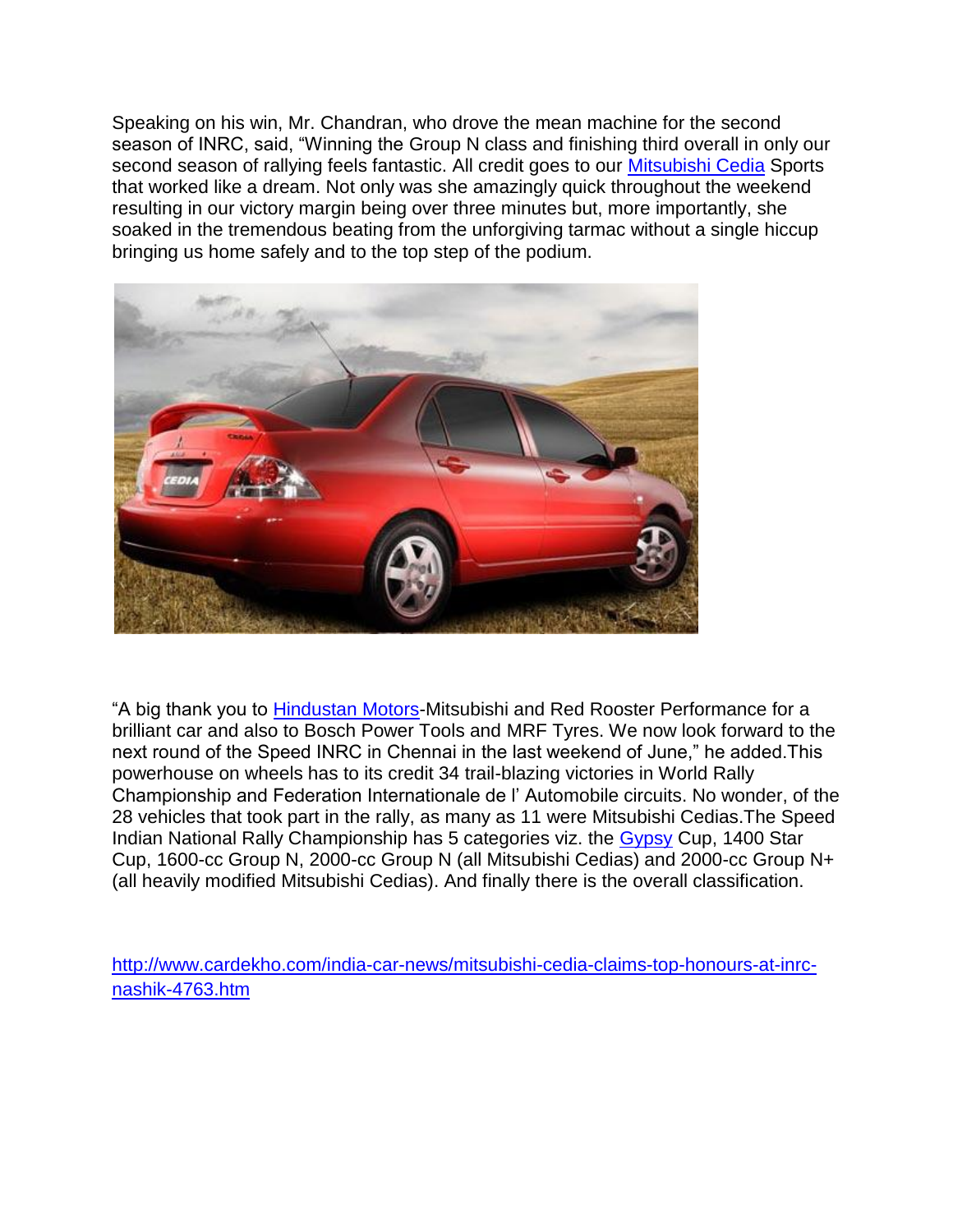Speaking on his win, Mr. Chandran, who drove the mean machine for the second season of INRC, said, "Winning the Group N class and finishing third overall in only our second season of rallying feels fantastic. All credit goes to our [Mitsubishi Cedia](#) Sports that worked like a dream. Not only was she amazingly quick throughout the weekend resulting in our victory margin being over three minutes but, more importantly, she soaked in the tremendous beating from the unforgiving tarmac without a single hiccup bringing us home safely and to the top step of the podium.

"A big thank you to [Hindustan Motors](#)-Mitsubishi and Red Rooster Performance for a brilliant car and also to Bosch Power Tools and MRF Tyres. We now look forward to the next round of the Speed INRC in Chennai in the last weekend of June," he added.This powerhouse on wheels has to its credit 34 trail-blazing victories in World Rally Championship and Federation Internationale de l' Automobile circuits. No wonder, of the 28 vehicles that took part in the rally, as many as 11 were Mitsubishi Cedias.The Speed Indian National Rally Championship has 5 categories viz. the [Gypsy](#) Cup, 1400 Star Cup, 1600-cc Group N, 2000-cc Group N (all Mitsubishi Cedias) and 2000-cc Group N+ (all heavily modified Mitsubishi Cedias). And finally there is the overall classification.

http://www.cardekho.com/india-car-news/mitsubishi-cedia-claims-top-honours-at-inrc-nashik-4763.htm